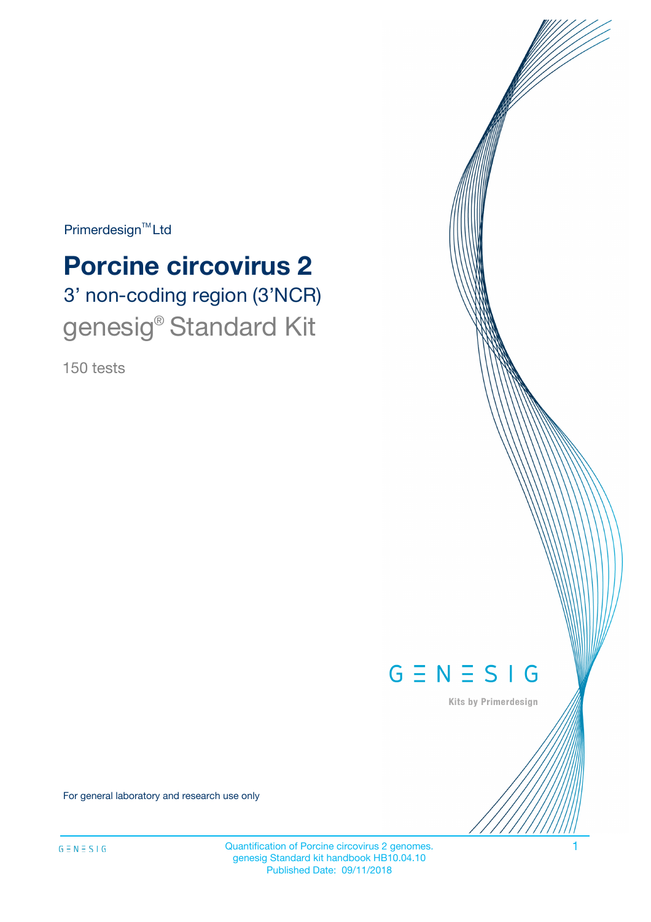Primerdesign™ Ltd

# Porcine circovirus 2

## 3' non-coding region (3'NCR)

## genesig® Standard Kit

150 tests

GENESIG

Kits by Primerdesign

For general laboratory and research use only

Quantification of Porcine circovirus 2 genomes.
genesig Standard kit handbook HB10.04.10
Published Date: 09/11/2018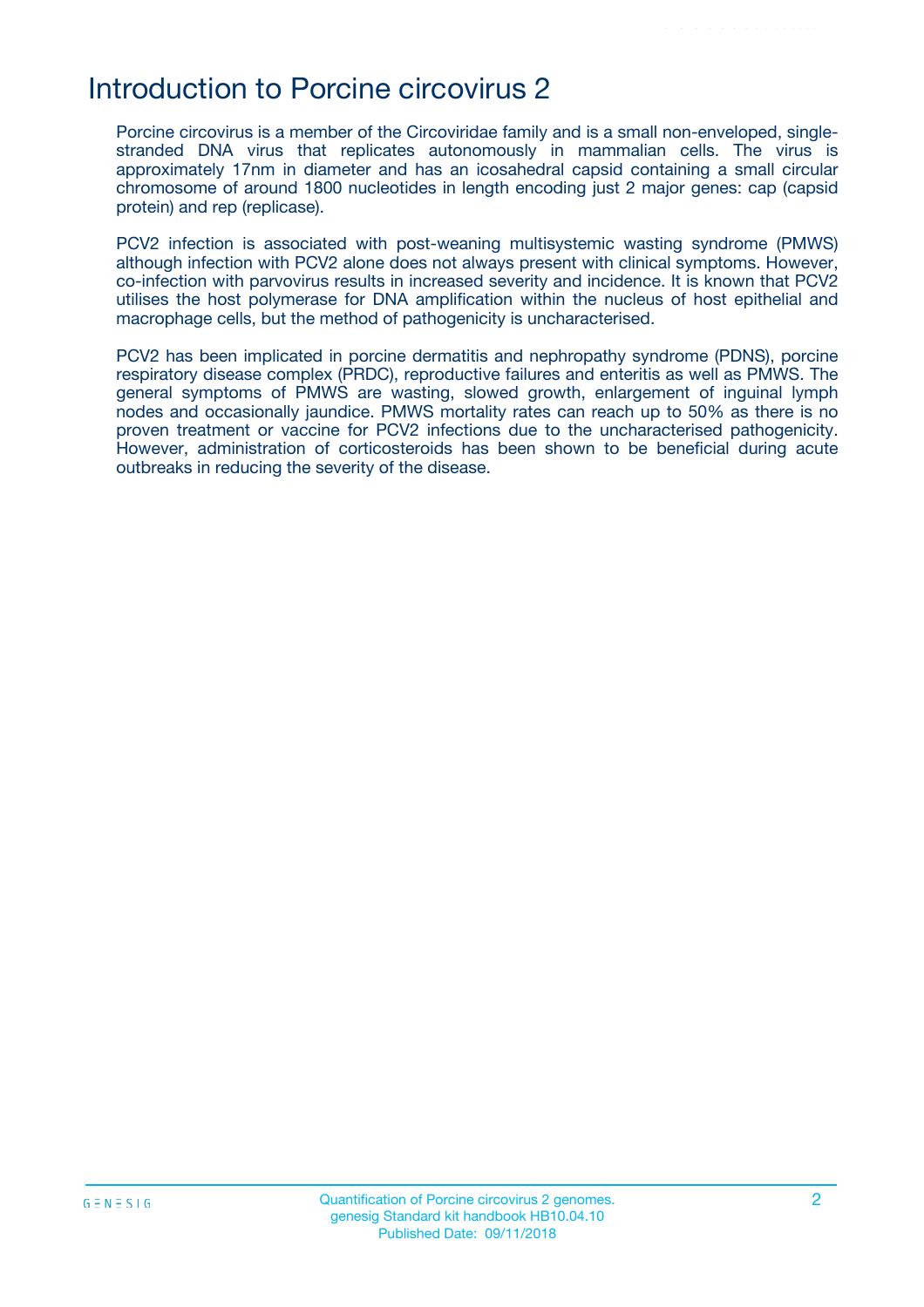# Introduction to Porcine circovirus 2

Porcine circovirus is a member of the Circoviridae family and is a small non-enveloped, single-stranded DNA virus that replicates autonomously in mammalian cells. The virus is approximately 17nm in diameter and has an icosahedral capsid containing a small circular chromosome of around 1800 nucleotides in length encoding just 2 major genes: cap (capsid protein) and rep (replicase).

PCV2 infection is associated with post-weaning multisystemic wasting syndrome (PMWS) although infection with PCV2 alone does not always present with clinical symptoms. However, co-infection with parvovirus results in increased severity and incidence. It is known that PCV2 utilises the host polymerase for DNA amplification within the nucleus of host epithelial and macrophage cells, but the method of pathogenicity is uncharacterised.

PCV2 has been implicated in porcine dermatitis and nephropathy syndrome (PDNS), porcine respiratory disease complex (PRDC), reproductive failures and enteritis as well as PMWS. The general symptoms of PMWS are wasting, slowed growth, enlargement of inguinal lymph nodes and occasionally jaundice. PMWS mortality rates can reach up to 50% as there is no proven treatment or vaccine for PCV2 infections due to the uncharacterised pathogenicity. However, administration of corticosteroids has been shown to be beneficial during acute outbreaks in reducing the severity of the disease.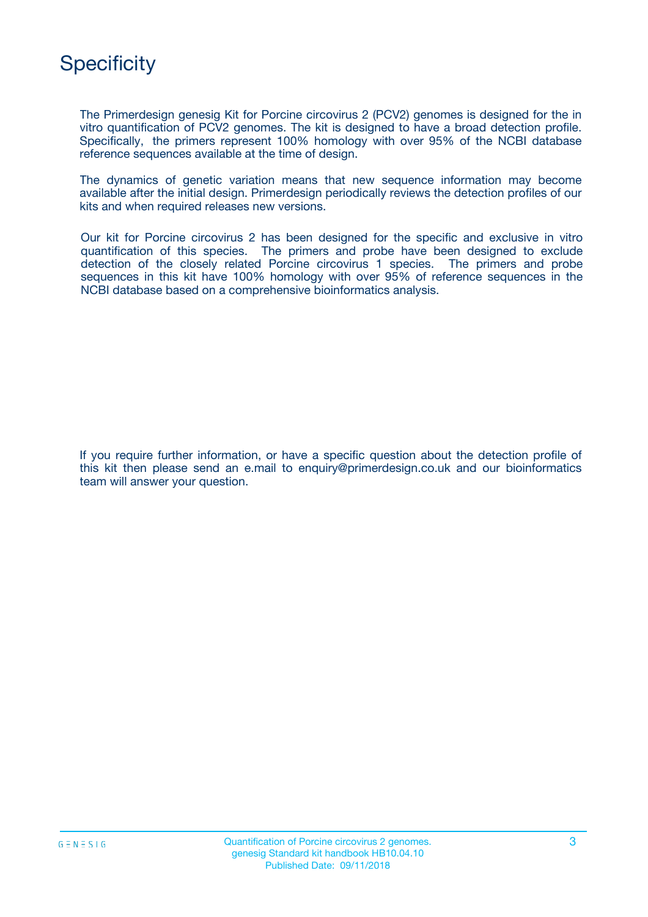# Specificity

The Primerdesign genesig Kit for Porcine circovirus 2 (PCV2) genomes is designed for the in vitro quantification of PCV2 genomes. The kit is designed to have a broad detection profile. Specifically, the primers represent 100% homology with over 95% of the NCBI database reference sequences available at the time of design.

The dynamics of genetic variation means that new sequence information may become available after the initial design. Primerdesign periodically reviews the detection profiles of our kits and when required releases new versions.

Our kit for Porcine circovirus 2 has been designed for the specific and exclusive in vitro quantification of this species. The primers and probe have been designed to exclude detection of the closely related Porcine circovirus 1 species. The primers and probe sequences in this kit have 100% homology with over 95% of reference sequences in the NCBI database based on a comprehensive bioinformatics analysis.

If you require further information, or have a specific question about the detection profile of this kit then please send an e.mail to enquiry@primerdesign.co.uk and our bioinformatics team will answer your question.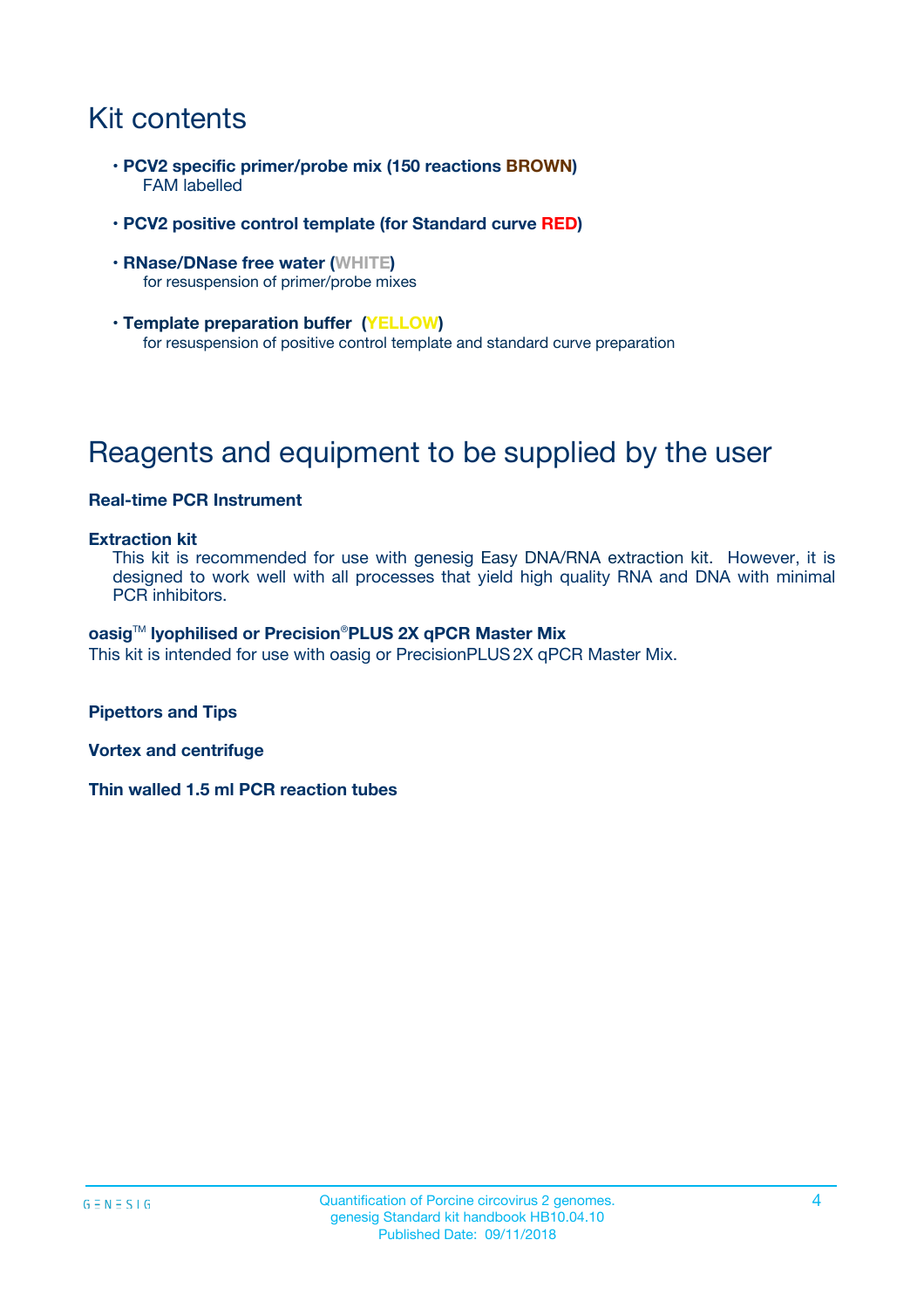# Kit contents

- **PCV2 specific primer/probe mix (150 reactions BROWN)**
  FAM labelled
- **PCV2 positive control template (for Standard curve RED)**
- **RNase/DNase free water (WHITE)**
  for resuspension of primer/probe mixes
- **Template preparation buffer (YELLOW)**
  for resuspension of positive control template and standard curve preparation

# Reagents and equipment to be supplied by the user

**Real-time PCR Instrument**

**Extraction kit**
This kit is recommended for use with genesig Easy DNA/RNA extraction kit. However, it is designed to work well with all processes that yield high quality RNA and DNA with minimal PCR inhibitors.

**oasig™ lyophilised or Precision®PLUS 2X qPCR Master Mix**
This kit is intended for use with oasig or PrecisionPLUS 2X qPCR Master Mix.

**Pipettors and Tips**

**Vortex and centrifuge**

**Thin walled 1.5 ml PCR reaction tubes**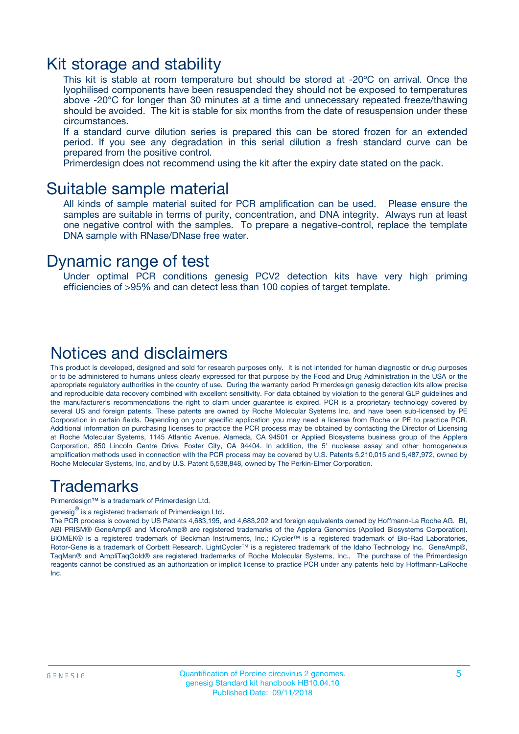# Kit storage and stability

This kit is stable at room temperature but should be stored at -20ºC on arrival. Once the lyophilised components have been resuspended they should not be exposed to temperatures above -20°C for longer than 30 minutes at a time and unnecessary repeated freeze/thawing should be avoided. The kit is stable for six months from the date of resuspension under these circumstances.

If a standard curve dilution series is prepared this can be stored frozen for an extended period. If you see any degradation in this serial dilution a fresh standard curve can be prepared from the positive control.

Primerdesign does not recommend using the kit after the expiry date stated on the pack.

# Suitable sample material

All kinds of sample material suited for PCR amplification can be used. Please ensure the samples are suitable in terms of purity, concentration, and DNA integrity. Always run at least one negative control with the samples. To prepare a negative-control, replace the template DNA sample with RNase/DNase free water.

# Dynamic range of test

Under optimal PCR conditions genesig PCV2 detection kits have very high priming efficiencies of >95% and can detect less than 100 copies of target template.

# Notices and disclaimers

This product is developed, designed and sold for research purposes only. It is not intended for human diagnostic or drug purposes or to be administered to humans unless clearly expressed for that purpose by the Food and Drug Administration in the USA or the appropriate regulatory authorities in the country of use. During the warranty period Primerdesign genesig detection kits allow precise and reproducible data recovery combined with excellent sensitivity. For data obtained by violation to the general GLP guidelines and the manufacturer's recommendations the right to claim under guarantee is expired. PCR is a proprietary technology covered by several US and foreign patents. These patents are owned by Roche Molecular Systems Inc. and have been sub-licensed by PE Corporation in certain fields. Depending on your specific application you may need a license from Roche or PE to practice PCR. Additional information on purchasing licenses to practice the PCR process may be obtained by contacting the Director of Licensing at Roche Molecular Systems, 1145 Atlantic Avenue, Alameda, CA 94501 or Applied Biosystems business group of the Applera Corporation, 850 Lincoln Centre Drive, Foster City, CA 94404. In addition, the 5' nuclease assay and other homogeneous amplification methods used in connection with the PCR process may be covered by U.S. Patents 5,210,015 and 5,487,972, owned by Roche Molecular Systems, Inc, and by U.S. Patent 5,538,848, owned by The Perkin-Elmer Corporation.

# Trademarks

Primerdesign™ is a trademark of Primerdesign Ltd.

genesig® is a registered trademark of Primerdesign Ltd.

The PCR process is covered by US Patents 4,683,195, and 4,683,202 and foreign equivalents owned by Hoffmann-La Roche AG. BI, ABI PRISM® GeneAmp® and MicroAmp® are registered trademarks of the Applera Genomics (Applied Biosystems Corporation). BIOMEK® is a registered trademark of Beckman Instruments, Inc.; iCycler™ is a registered trademark of Bio-Rad Laboratories, Rotor-Gene is a trademark of Corbett Research. LightCycler™ is a registered trademark of the Idaho Technology Inc. GeneAmp®, TaqMan® and AmpliTaqGold® are registered trademarks of Roche Molecular Systems, Inc., The purchase of the Primerdesign reagents cannot be construed as an authorization or implicit license to practice PCR under any patents held by Hoffmann-LaRoche Inc.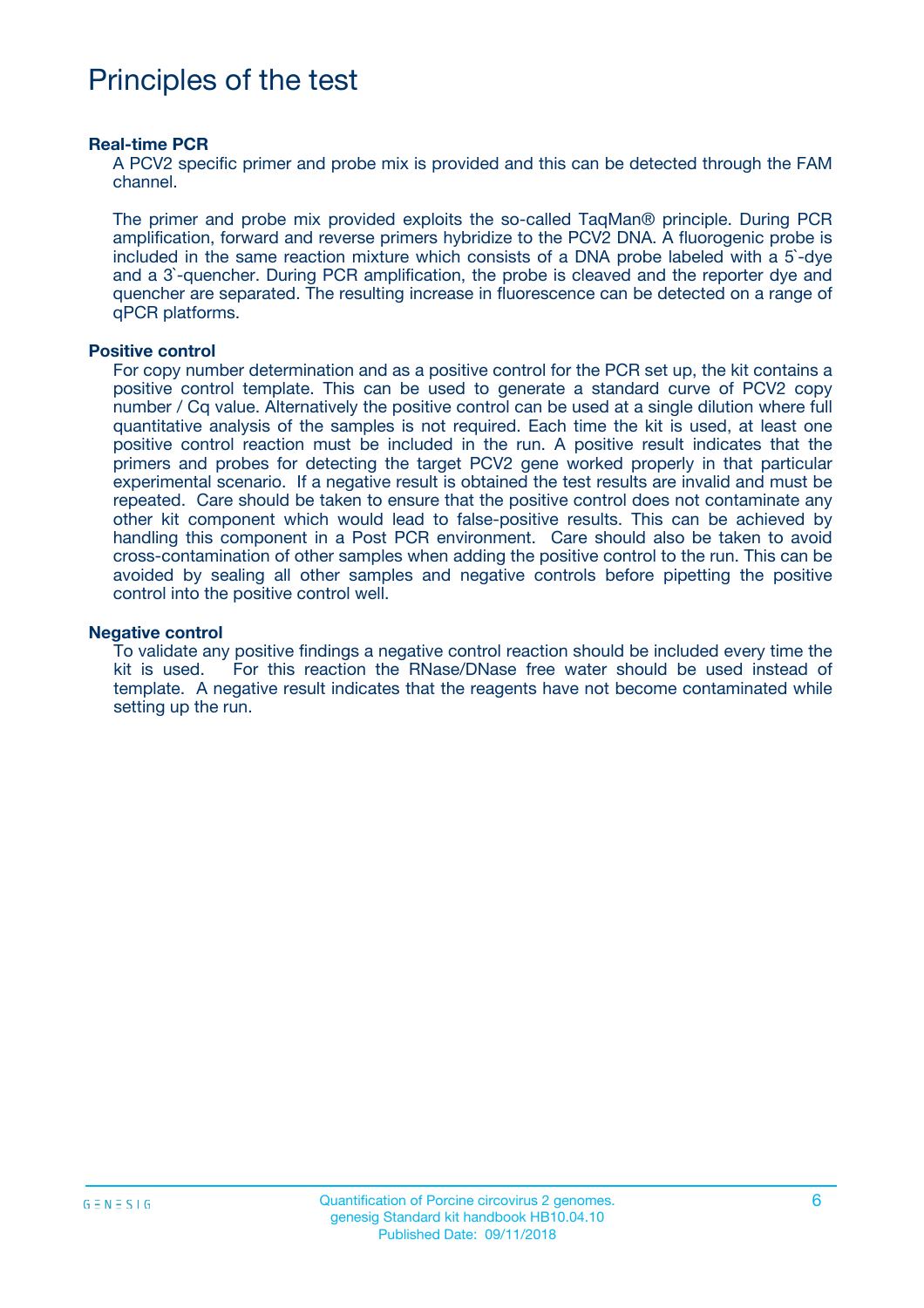# Principles of the test

**Real-time PCR**

A PCV2 specific primer and probe mix is provided and this can be detected through the FAM channel.

The primer and probe mix provided exploits the so-called TaqMan® principle. During PCR amplification, forward and reverse primers hybridize to the PCV2 DNA. A fluorogenic probe is included in the same reaction mixture which consists of a DNA probe labeled with a 5`-dye and a 3`-quencher. During PCR amplification, the probe is cleaved and the reporter dye and quencher are separated. The resulting increase in fluorescence can be detected on a range of qPCR platforms.

**Positive control**

For copy number determination and as a positive control for the PCR set up, the kit contains a positive control template. This can be used to generate a standard curve of PCV2 copy number / Cq value. Alternatively the positive control can be used at a single dilution where full quantitative analysis of the samples is not required. Each time the kit is used, at least one positive control reaction must be included in the run. A positive result indicates that the primers and probes for detecting the target PCV2 gene worked properly in that particular experimental scenario. If a negative result is obtained the test results are invalid and must be repeated. Care should be taken to ensure that the positive control does not contaminate any other kit component which would lead to false-positive results. This can be achieved by handling this component in a Post PCR environment. Care should also be taken to avoid cross-contamination of other samples when adding the positive control to the run. This can be avoided by sealing all other samples and negative controls before pipetting the positive control into the positive control well.

**Negative control**

To validate any positive findings a negative control reaction should be included every time the kit is used. For this reaction the RNase/DNase free water should be used instead of template. A negative result indicates that the reagents have not become contaminated while setting up the run.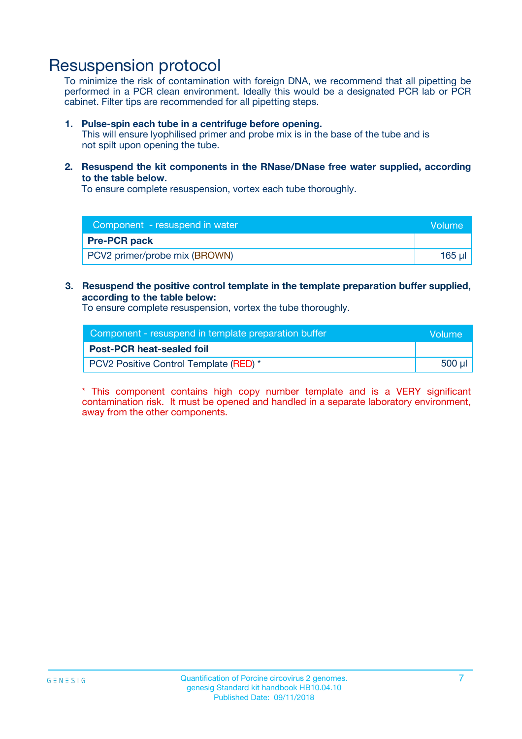# Resuspension protocol

To minimize the risk of contamination with foreign DNA, we recommend that all pipetting be performed in a PCR clean environment. Ideally this would be a designated PCR lab or PCR cabinet. Filter tips are recommended for all pipetting steps.

1. **Pulse-spin each tube in a centrifuge before opening.**
   This will ensure lyophilised primer and probe mix is in the base of the tube and is not spilt upon opening the tube.

2. **Resuspend the kit components in the RNase/DNase free water supplied, according to the table below.**
   To ensure complete resuspension, vortex each tube thoroughly.

| Component - resuspend in water | Volume |
|---|---|
| **Pre-PCR pack** | |
| PCV2 primer/probe mix (BROWN) | 165 µl |

3. **Resuspend the positive control template in the template preparation buffer supplied, according to the table below:**
   To ensure complete resuspension, vortex the tube thoroughly.

| Component - resuspend in template preparation buffer | Volume |
|---|---|
| **Post-PCR heat-sealed foil** | |
| PCV2 Positive Control Template (RED) * | 500 µl |

* This component contains high copy number template and is a VERY significant contamination risk. It must be opened and handled in a separate laboratory environment, away from the other components.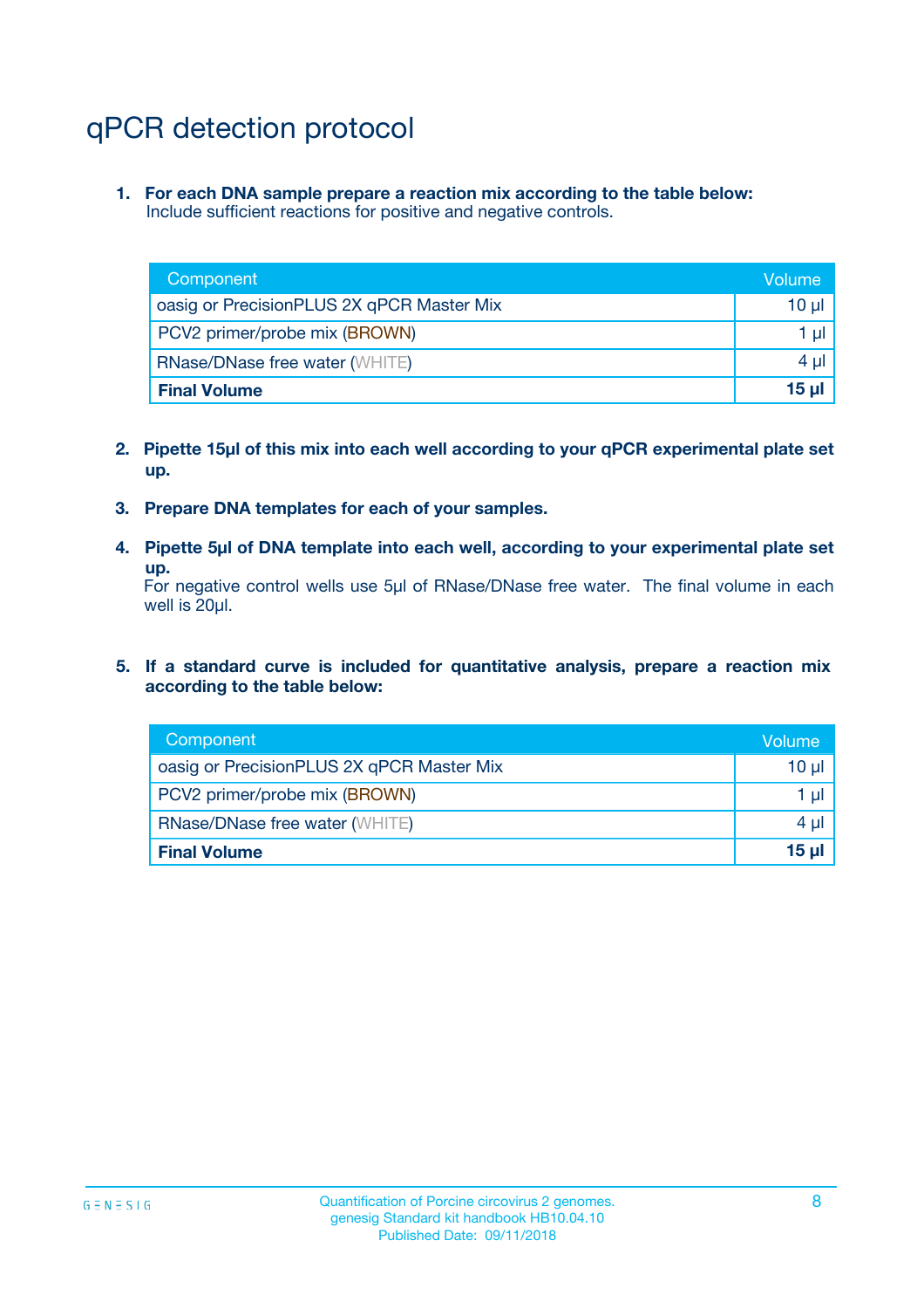# qPCR detection protocol

1. **For each DNA sample prepare a reaction mix according to the table below:**
   Include sufficient reactions for positive and negative controls.

| Component | Volume |
|---|---|
| oasig or PrecisionPLUS 2X qPCR Master Mix | 10 µl |
| PCV2 primer/probe mix (BROWN) | 1 µl |
| RNase/DNase free water (WHITE) | 4 µl |
| **Final Volume** | **15 µl** |

2. **Pipette 15µl of this mix into each well according to your qPCR experimental plate set up.**

3. **Prepare DNA templates for each of your samples.**

4. **Pipette 5µl of DNA template into each well, according to your experimental plate set up.**
   For negative control wells use 5µl of RNase/DNase free water. The final volume in each well is 20µl.

5. **If a standard curve is included for quantitative analysis, prepare a reaction mix according to the table below:**

| Component | Volume |
|---|---|
| oasig or PrecisionPLUS 2X qPCR Master Mix | 10 µl |
| PCV2 primer/probe mix (BROWN) | 1 µl |
| RNase/DNase free water (WHITE) | 4 µl |
| **Final Volume** | **15 µl** |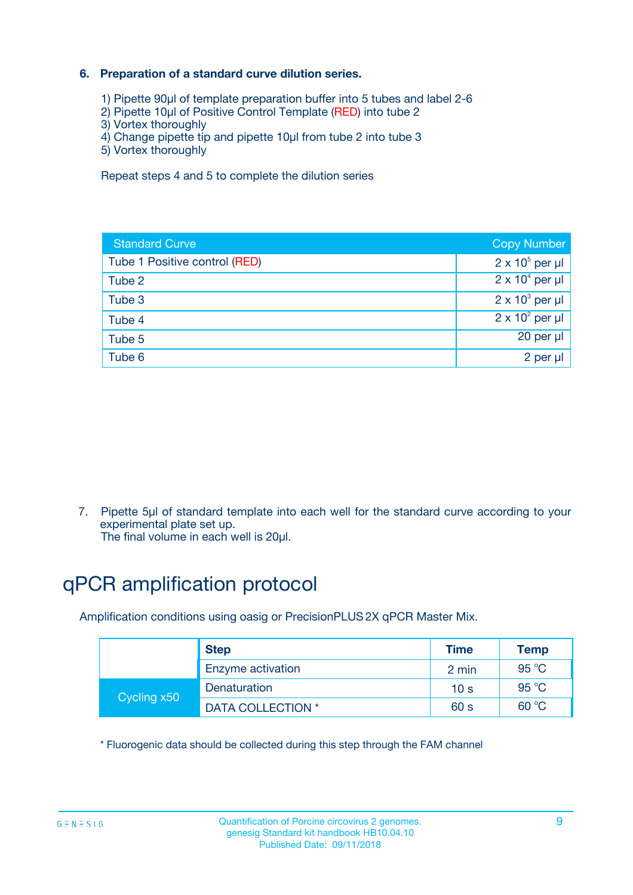### 6. Preparation of a standard curve dilution series.

1) Pipette 90µl of template preparation buffer into 5 tubes and label 2-6
2) Pipette 10µl of Positive Control Template (RED) into tube 2
3) Vortex thoroughly
4) Change pipette tip and pipette 10µl from tube 2 into tube 3
5) Vortex thoroughly

Repeat steps 4 and 5 to complete the dilution series

| Standard Curve | Copy Number |
|---|---|
| Tube 1 Positive control (RED) | $2 \times 10^5$ per µl |
| Tube 2 | $2 \times 10^4$ per µl |
| Tube 3 | $2 \times 10^3$ per µl |
| Tube 4 | $2 \times 10^2$ per µl |
| Tube 5 | 20 per µl |
| Tube 6 | 2 per µl |

7. Pipette 5µl of standard template into each well for the standard curve according to your experimental plate set up.
The final volume in each well is 20µl.

# qPCR amplification protocol

Amplification conditions using oasig or PrecisionPLUS 2X qPCR Master Mix.

| | Step | Time | Temp |
|---|---|---|---|
| | Enzyme activation | 2 min | 95 °C |
| Cycling x50 | Denaturation | 10 s | 95 °C |
| | DATA COLLECTION * | 60 s | 60 °C |

* Fluorogenic data should be collected during this step through the FAM channel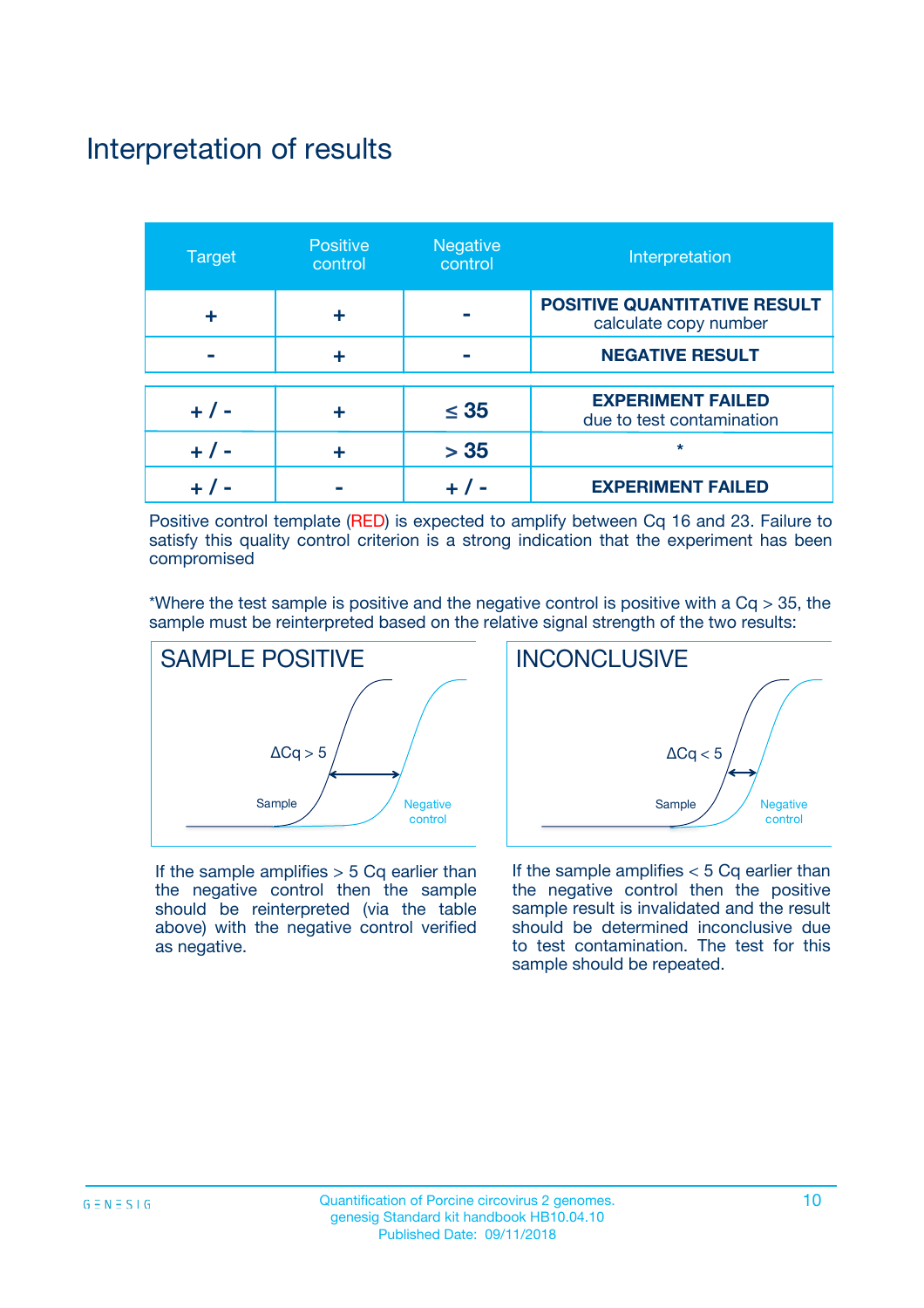# Interpretation of results

| Target | Positive control | Negative control | Interpretation |
|---|---|---|---|
| + | + | - | **POSITIVE QUANTITATIVE RESULT** calculate copy number |
| - | + | - | **NEGATIVE RESULT** |
| + / - | + | ≤ 35 | **EXPERIMENT FAILED** due to test contamination |
| + / - | + | > 35 | * |
| + / - | - | + / - | **EXPERIMENT FAILED** |

Positive control template (RED) is expected to amplify between Cq 16 and 23. Failure to satisfy this quality control criterion is a strong indication that the experiment has been compromised

*Where the test sample is positive and the negative control is positive with a Cq > 35, the sample must be reinterpreted based on the relative signal strength of the two results:

## SAMPLE POSITIVE

ΔCq > 5

Sample

Negative control

If the sample amplifies > 5 Cq earlier than the negative control then the sample should be reinterpreted (via the table above) with the negative control verified as negative.

## INCONCLUSIVE

ΔCq < 5

Sample

Negative control

If the sample amplifies < 5 Cq earlier than the negative control then the positive sample result is invalidated and the result should be determined inconclusive due to test contamination. The test for this sample should be repeated.